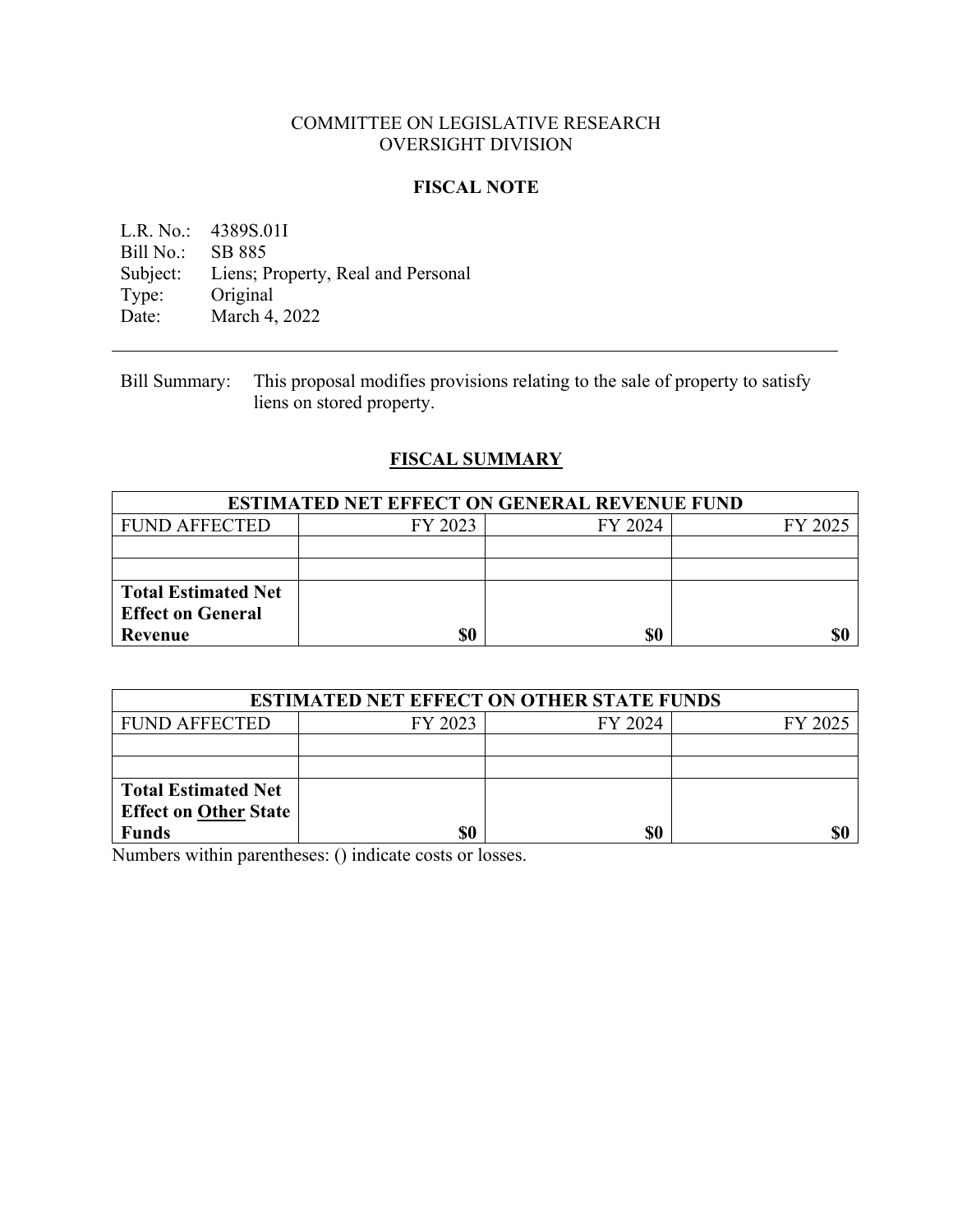COMMITTEE ON LEGISLATIVE RESEARCH
OVERSIGHT DIVISION

**FISCAL NOTE**

L.R. No.: 4389S.01I
Bill No.: SB 885
Subject: Liens; Property, Real and Personal
Type: Original
Date: March 4, 2022

---

Bill Summary: This proposal modifies provisions relating to the sale of property to satisfy liens on stored property.

## FISCAL SUMMARY

| ESTIMATED NET EFFECT ON GENERAL REVENUE FUND | | | |
|---|---|---|---|
| FUND AFFECTED | FY 2023 | FY 2024 | FY 2025 |
| | | | |
| | | | |
| **Total Estimated Net Effect on General Revenue** | **$0** | **$0** | **$0** |

| ESTIMATED NET EFFECT ON OTHER STATE FUNDS | | | |
|---|---|---|---|
| FUND AFFECTED | FY 2023 | FY 2024 | FY 2025 |
| | | | |
| | | | |
| **Total Estimated Net Effect on Other State Funds** | **$0** | **$0** | **$0** |

Numbers within parentheses: () indicate costs or losses.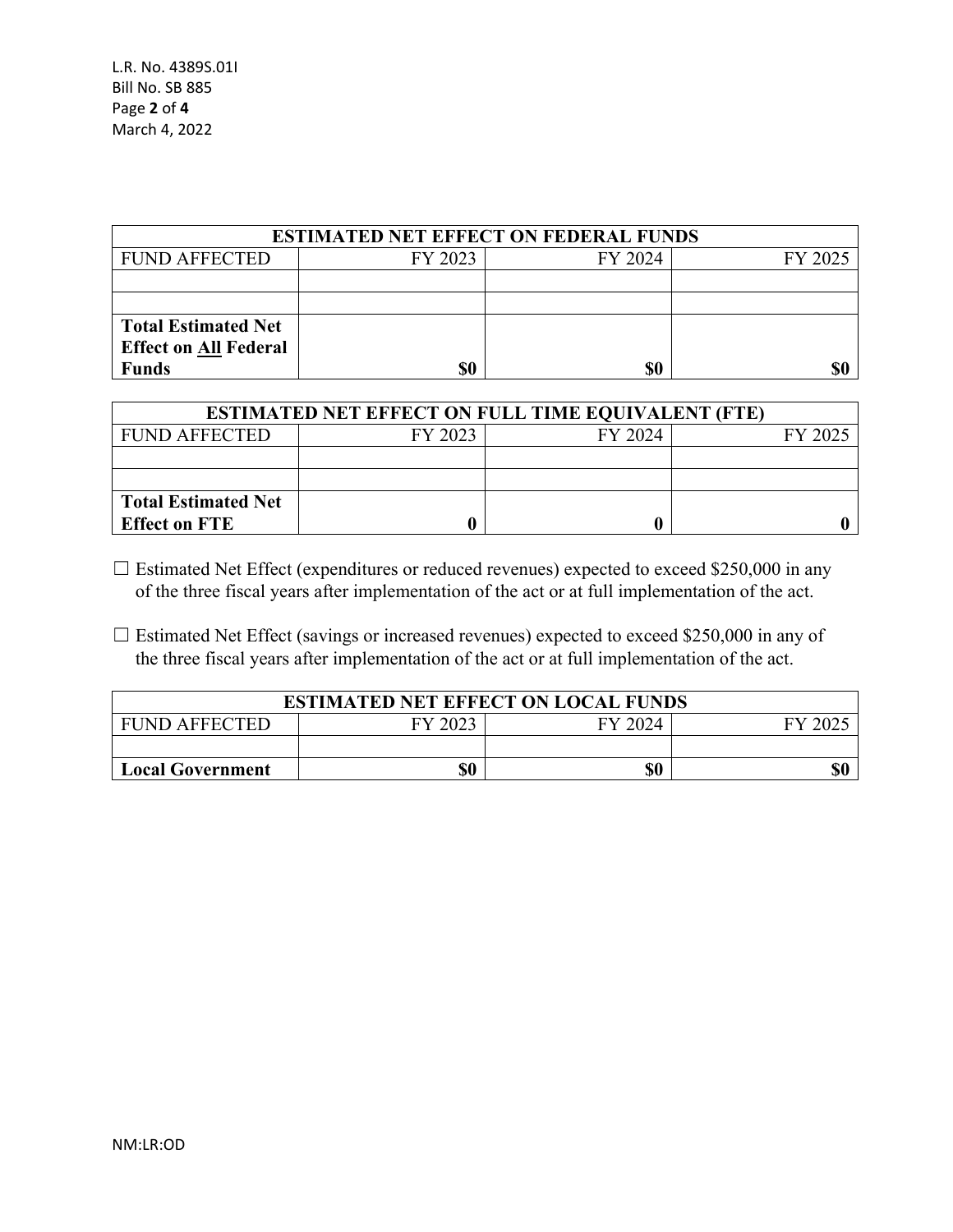| ESTIMATED NET EFFECT ON FEDERAL FUNDS | | | |
|---|---|---|---|
| FUND AFFECTED | FY 2023 | FY 2024 | FY 2025 |
| | | | |
| | | | |
| **Total Estimated Net Effect on All Federal Funds** | **$0** | **$0** | **$0** |

| ESTIMATED NET EFFECT ON FULL TIME EQUIVALENT (FTE) | | | |
|---|---|---|---|
| FUND AFFECTED | FY 2023 | FY 2024 | FY 2025 |
| | | | |
| | | | |
| **Total Estimated Net Effect on FTE** | **0** | **0** | **0** |

☐ Estimated Net Effect (expenditures or reduced revenues) expected to exceed $250,000 in any of the three fiscal years after implementation of the act or at full implementation of the act.

☐ Estimated Net Effect (savings or increased revenues) expected to exceed $250,000 in any of the three fiscal years after implementation of the act or at full implementation of the act.

| ESTIMATED NET EFFECT ON LOCAL FUNDS | | | |
|---|---|---|---|
| FUND AFFECTED | FY 2023 | FY 2024 | FY 2025 |
| | | | |
| **Local Government** | **$0** | **$0** | **$0** |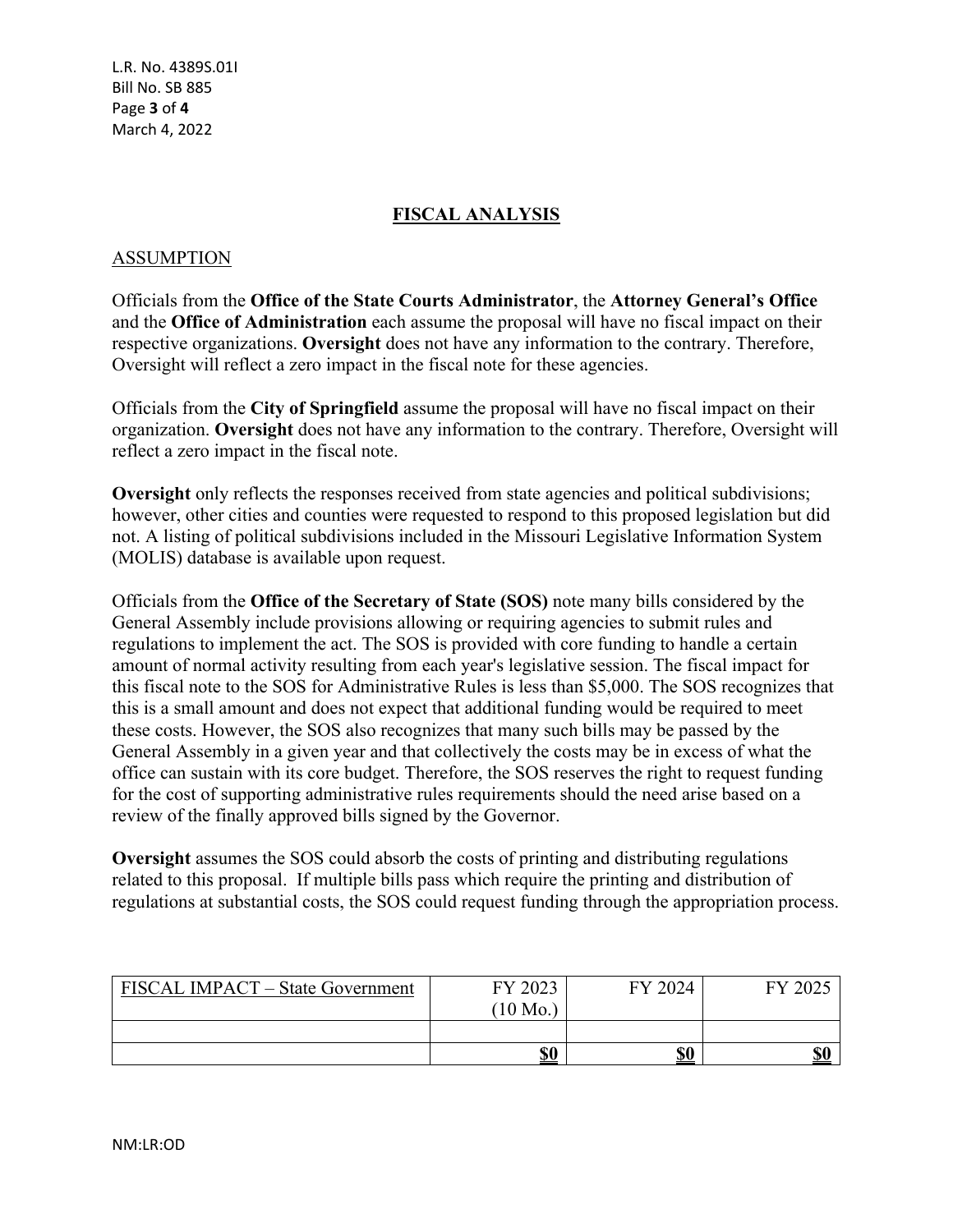## FISCAL ANALYSIS

### ASSUMPTION

Officials from the **Office of the State Courts Administrator**, the **Attorney General's Office** and the **Office of Administration** each assume the proposal will have no fiscal impact on their respective organizations. **Oversight** does not have any information to the contrary. Therefore, Oversight will reflect a zero impact in the fiscal note for these agencies.

Officials from the **City of Springfield** assume the proposal will have no fiscal impact on their organization. **Oversight** does not have any information to the contrary. Therefore, Oversight will reflect a zero impact in the fiscal note.

**Oversight** only reflects the responses received from state agencies and political subdivisions; however, other cities and counties were requested to respond to this proposed legislation but did not. A listing of political subdivisions included in the Missouri Legislative Information System (MOLIS) database is available upon request.

Officials from the **Office of the Secretary of State (SOS)** note many bills considered by the General Assembly include provisions allowing or requiring agencies to submit rules and regulations to implement the act. The SOS is provided with core funding to handle a certain amount of normal activity resulting from each year's legislative session. The fiscal impact for this fiscal note to the SOS for Administrative Rules is less than $5,000. The SOS recognizes that this is a small amount and does not expect that additional funding would be required to meet these costs. However, the SOS also recognizes that many such bills may be passed by the General Assembly in a given year and that collectively the costs may be in excess of what the office can sustain with its core budget. Therefore, the SOS reserves the right to request funding for the cost of supporting administrative rules requirements should the need arise based on a review of the finally approved bills signed by the Governor.

**Oversight** assumes the SOS could absorb the costs of printing and distributing regulations related to this proposal. If multiple bills pass which require the printing and distribution of regulations at substantial costs, the SOS could request funding through the appropriation process.

| FISCAL IMPACT – State Government | FY 2023 (10 Mo.) | FY 2024 | FY 2025 |
|---|---|---|---|
| | | | |
| | **$0** | **$0** | **$0** |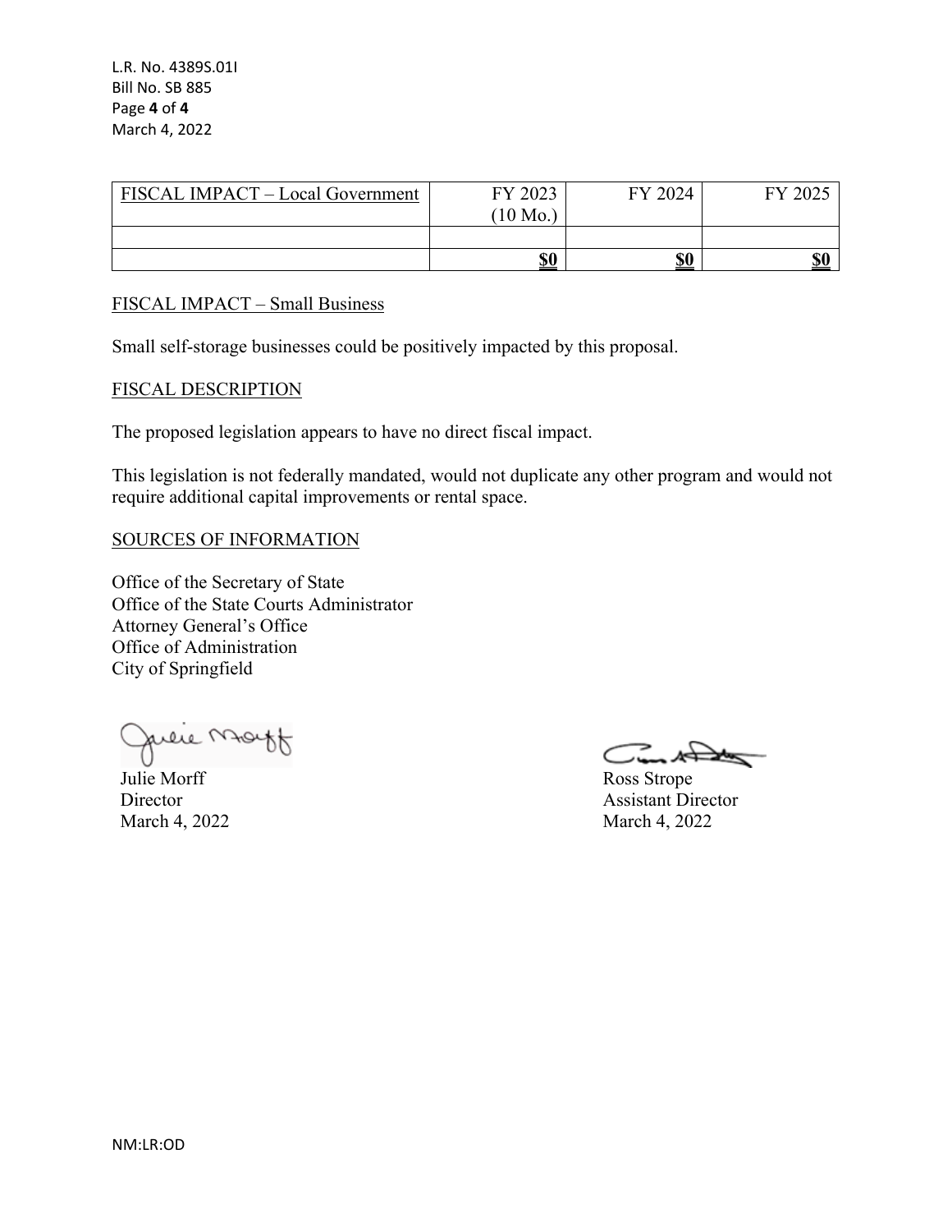| FISCAL IMPACT – Local Government | FY 2023 (10 Mo.) | FY 2024 | FY 2025 |
|---|---|---|---|
| | | | |
| | **$0** | **$0** | **$0** |

FISCAL IMPACT – Small Business

Small self-storage businesses could be positively impacted by this proposal.

FISCAL DESCRIPTION

The proposed legislation appears to have no direct fiscal impact.

This legislation is not federally mandated, would not duplicate any other program and would not require additional capital improvements or rental space.

SOURCES OF INFORMATION

Office of the Secretary of State
Office of the State Courts Administrator
Attorney General's Office
Office of Administration
City of Springfield

Julie Morff
Director
March 4, 2022

Ross Strope
Assistant Director
March 4, 2022

NM:LR:OD